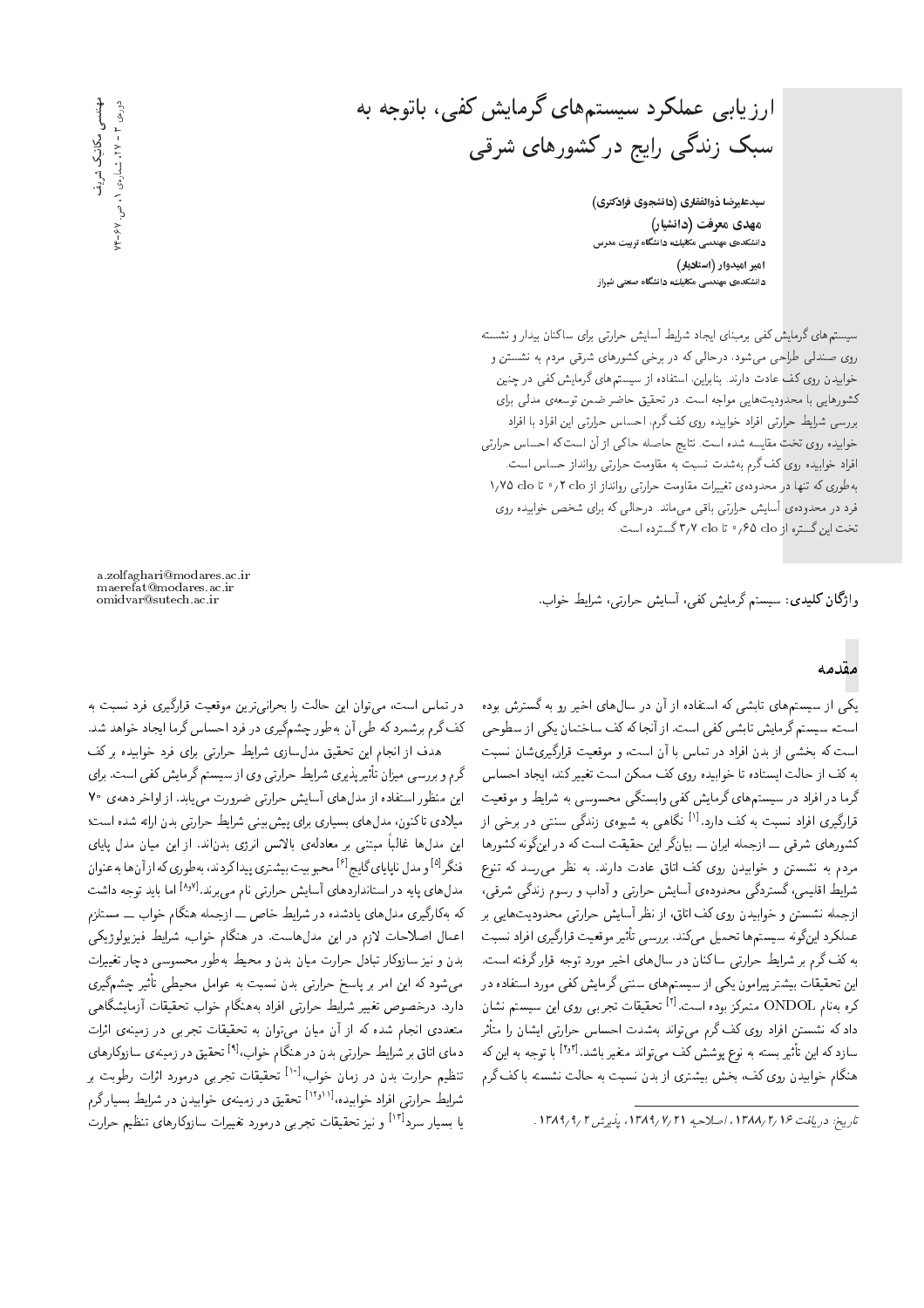# ارزیابی عملکرد سیستم‌های گرمایش کفی، باتوجه به سبک زندگی رایج در کشورهای شرقی

**سیدعلیرضا ذوالفقاری (دانشجوی دکتری)**
**مهدی معرفت (دانشیار)**
دانشکده‌ی مهندسی مکانیک دانشگاه تربیت مدرس
**امیر امیدوار (استادیار)**
دانشکده‌ی مهندسی مکانیک دانشگاه صنعتی شیراز

سیستم‌های گرمایش کفی برمبنای ایجاد شرایط آسایش حرارتی برای ساکنان بیدار و نشسته روی صندلی طراحی می‌شود. درحالی که در برخی کشورهای شرقی مردم به نشستن و خوابیدن روی کف عادت دارند. بنابراین، استفاده از سیستم‌های گرمایش کفی در چنین کشورهایی با محدودیت‌هایی مواجه است. در تحقیق حاضر ضمن توسعه‌ی مدلی برای بررسی شرایط حرارتی افراد خوابیده روی کف‌گرم، احساس حرارتی این افراد با افراد خوابیده روی تخت مقایسه شده است. نتایج حاصله حاکی از آن است‌که احساس حرارتی افراد خوابیده روی کف‌گرم به‌شدت نسبت به مقاومت حرارتی روانداز حساس است. به‌طوری که تنها در محدوده‌ی تغییرات مقاومت حرارتی روانداز از ۰٫۲ clo تا ۱٫۷۵ clo فرد در محدوده‌ی آسایش حرارتی باقی می‌ماند. درحالی که برای شخص خوابیده روی تخت این گستره از ۰٫۶۵ clo تا ۳٫۷ clo گسترده است.

a.zolfaghari@modares.ac.ir
maerefat@modares.ac.ir
omidvar@sutech.ac.ir

**واژگان کلیدی:** سیستم گرمایش کفی، آسایش حرارتی، شرایط خواب.

## مقدمه

یکی از سیستم‌های تابشی که استفاده از آن در سال‌های اخیر رو به گسترش بوده است سیستم گرمایش تابشی کفی است. از آنجا که کف ساختمان یکی از سطوحی است که بخشی از بدن افراد در تماس با آن است، و موقعیت قرارگیری‌شان نسبت به کف از حالت ایستاده تا خوابیده روی کف ممکن است تغییر کند، ایجاد احساس گرما در افراد در سیستم‌های گرمایش کفی وابستگی محسوسی به شرایط و موقعیت قرارگیری افراد نسبت به کف دارد.[1] نگاهی به شیوه‌ی زندگی سنتی در برخی از کشورهای شرقی ــ ازجمله ایران ــ بیانگر این حقیقت است که در این‌گونه کشورها مردم به نشستن و خوابیدن روی کف اتاق عادت دارند. به نظر می‌رسد که تنوع شرایط اقلیمی، گستردگی محدوده‌ی آسایش حرارتی و آداب و رسوم زندگی شرقی، ازجمله نشستن و خوابیدن روی کف اتاق، از نظر آسایش حرارتی محدودیت‌هایی بر عملکرد این‌گونه سیستم‌ها تحمیل می‌کند. بررسی تأثیر موقعیت قرارگیری افراد نسبت به کف گرم بر شرایط حرارتی ساکنان در سال‌های اخیر مورد توجه قرار گرفته است. این تحقیقات بیشتر پیرامون یکی از سیستم‌های سنتی گرمایش کفی مورد استفاده در کره به‌نام ONDOL متمرکز بوده است.[2] تحقیقات تجربی روی این سیستم نشان داد که نشستن افراد روی کف گرم می‌تواند به‌شدت احساس حرارتی ایشان را متأثر سازد که این تأثیر بسته به نوع پوشش کف می‌تواند متغیر باشد.[3و4] با توجه به این که هنگام خوابیدن روی کف، بخش بیشتری از بدن نسبت به حالت نشسته با کف گرم در تماس است، می‌توان این حالت را بحرانی‌ترین موقعیت قرارگیری فرد نسبت به کف گرم برشمرد که طی آن به‌طور چشم‌گیری در فرد احساس گرما ایجاد خواهد شد.

هدف از انجام این تحقیق مدل‌سازی شرایط حرارتی برای فرد خوابیده بر کف گرم و بررسی میزان تأثیرپذیری شرایط حرارتی وی از سیستم گرمایش کفی است. برای این منظور استفاده از مدل‌های آسایش حرارتی ضرورت می‌یابد. از اواخر دهه‌ی ۷۰ میلادی تاکنون، مدل‌های بسیاری برای پیش‌بینی شرایط حرارتی بدن ارائه شده است؛ این مدل‌ها غالباً مبتنی بر معادله‌ی بالانس انرژی بدن‌اند. از این میان مدل پایای فنگر[5] و مدل ناپایای گایج[6] محبوبیت بیشتری پیدا کردند، به‌طوری که از آن‌ها به‌عنوان مدل‌های پایه در استانداردهای آسایش حرارتی نام می‌برند.[7و8] اما باید توجه داشت که به‌کارگیری مدل‌های یادشده در شرایط خاص ــ ازجمله هنگام خواب ــ مستلزم اعمال اصلاحات لازم در این مدل‌هاست. در هنگام خواب، شرایط فیزیولوژیکی بدن و نیز سازوکار تبادل حرارت میان بدن و محیط به‌طور محسوسی دچار تغییرات می‌شود که این امر بر پاسخ حرارتی بدن نسبت به عوامل محیطی تأثیر چشم‌گیری دارد. درخصوص تغییر شرایط حرارتی افراد به‌هنگام خواب تحقیقات آزمایشگاهی متعددی انجام شده که از آن میان می‌توان به تحقیقات تجربی در زمینه‌ی اثرات دمای اتاق بر شرایط حرارتی بدن در هنگام خواب،[9] تحقیق در زمینه‌ی سازوکارهای تنظیم حرارت بدن در زمان خواب،[10] تحقیقات تجربی درمورد اثرات رطوبت بر شرایط حرارتی افراد خوابیده،[11و12] تحقیق در زمینه‌ی خوابیدن در شرایط بسیار گرم یا بسیار سرد[13] و نیز تحقیقات تجربی درمورد تغییرات سازوکارهای تنظیم حرارت

*تاریخ: دریافت ۱۳۸۸/۲/۱۶، اصلاحیه ۱۳۸۹/۷/۲۱، پذیرش ۱۳۸۹/۹/۲.*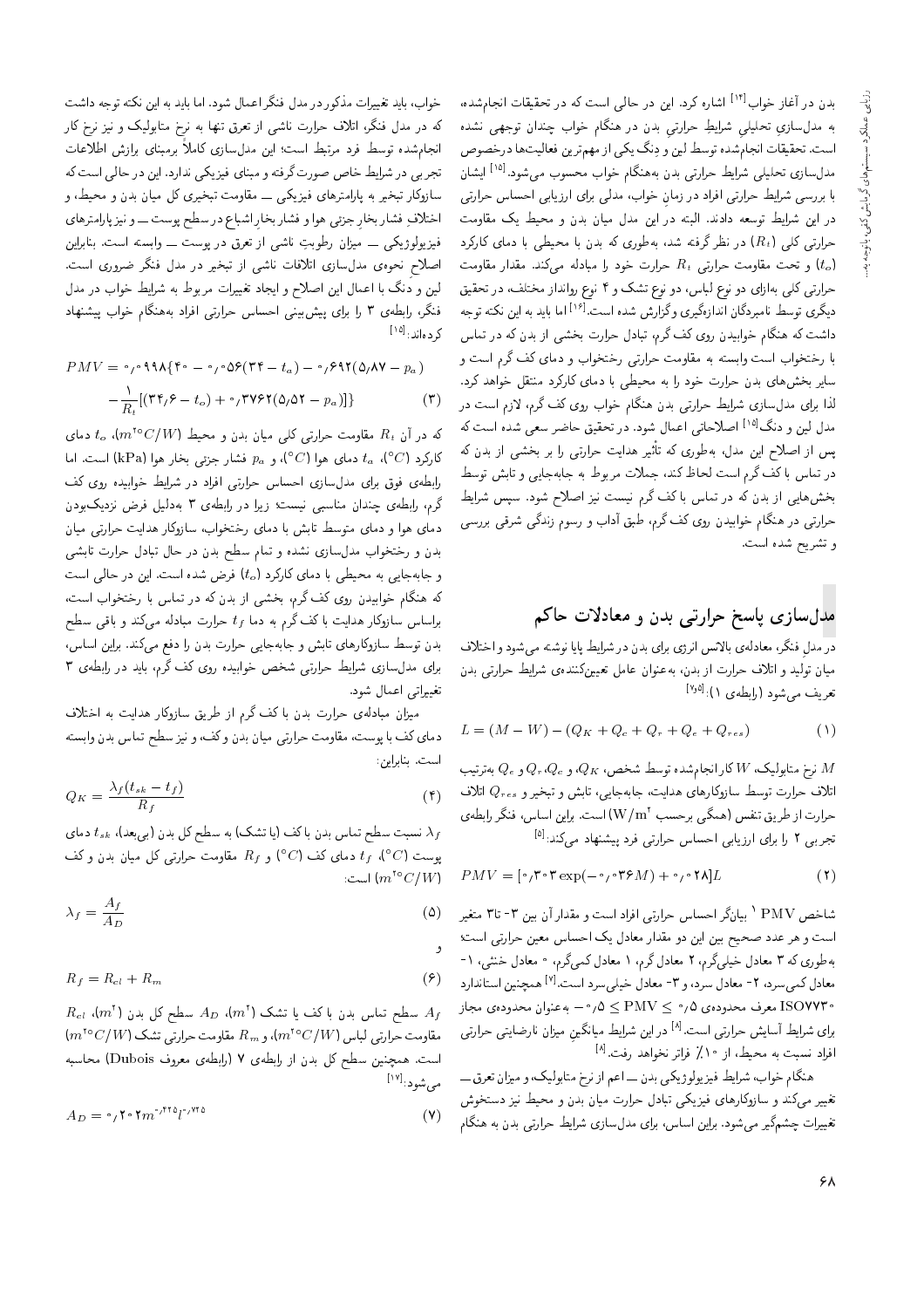بدن در آغاز خواب[14] اشاره کرد. این در حالی است که در تحقیقات انجام‌شده، به مدل‌سازی تحلیلی شرایط حرارتی بدن در هنگام خواب چندان توجهی نشده است. تحقیقات انجام‌شده توسط لین و دِنگ یکی از مهم‌ترین فعالیت‌ها درخصوص مدل‌سازی تحلیلی شرایط حرارتی بدن به‌هنگام خواب محسوب می‌شود.[15] ایشان با بررسی شرایط حرارتی افراد در زمان خواب، مدلی برای ارزیابی احساس حرارتی در این شرایط توسعه دادند. البته در این مدل میان بدن و محیط یک مقاومت حرارتی کلی ($R_t$) در نظر گرفته شد، به‌طوری که بدن با محیطی با دمای کارکرد ($t_o$) و تحت مقاومت حرارتی $R_t$ حرارت خود را مبادله می‌کند. مقدار مقاومت حرارتی کلی به‌ازای دو نوع لباس، دو نوع تشک و ۴ نوع رواَنداز مختلف، در تحقیق دیگری توسط نامبردگان اندازه‌گیری و گزارش شده است.[16] اما باید به این نکته توجه داشت که هنگام خوابیدن روی کف گرم، تبادل حرارت بخشی از بدن که در تماس با رختخواب است وابسته به مقاومت حرارتی رختخواب و دمای کف گرم است و سایر بخش‌های بدن حرارت خود را به محیطی با دمای کارکرد منتقل خواهد کرد. لذا برای مدل‌سازی شرایط حرارتی بدن هنگام خواب روی کف گرم، لازم است در مدل لین و دنگ[15] اصلاحاتی اعمال شود. در تحقیق حاضر سعی شده است که پس از اصلاح این مدل، به‌طوری که تأثیر هدایت حرارتی را بر بخشی از بدن که در تماس با کف گرم است لحاظ کند، جملات مربوط به جابه‌جایی و تابش توسط بخش‌هایی از بدن که در تماس با کف گرم نیست نیز اصلاح شود. سپس شرایط حرارتی در هنگام خوابیدن روی کف گرم، طبق آداب و رسوم زندگی شرقی بررسی و تشریح شده است.

## مدل‌سازی پاسخ حرارتی بدن و معادلات حاکم

در مدل فنگر، معادله‌ی بالانس انرژی برای بدن در شرایط پایا نوشته می‌شود و اختلاف میان تولید و اتلاف حرارت از بدن، به‌عنوان عامل تعیین‌کننده‌ی شرایط حرارتی بدن تعریف می‌شود (رابطه‌ی ۱):[2,5]

$$L = (M - W) - (Q_K + Q_c + Q_r + Q_e + Q_{res}) \qquad (1)$$

$M$ نرخ متابولیک، $W$ کار انجام‌شده توسط شخص، $Q_K$، $Q_c$، $Q_r$ و $Q_e$ به‌ترتیب اتلاف حرارت توسط سازوکارهای هدایت، جابه‌جایی، تابش و تبخیر و $Q_{res}$ اتلاف حرارت از طریق تنفس (همگی برحسب $W/m^2$) است. براین اساس، فنگر رابطه‌ی تجربی ۲ را برای ارزیابی احساس حرارتی فرد پیشنهاد می‌کند:[5]

$$PMV = [0{,}303\exp(-0{,}036M) + 0{,}028]L \qquad (2)$$

شاخص PMV [1] بیانگر احساس حرارتی افراد است و مقدار آن بین ۳- تا ۳ متغیر است و هر عدد صحیح بین این دو مقدار معادل یک احساس معین حرارتی است؛ به‌طوری که ۳ معادل خیلی‌گرم، ۲ معادل گرم، ۱ معادل کمی‌گرم، ۰ معادل خنثی، ۱- معادل کمی‌سرد، ۲- معادل سرد، و ۳- معادل خیلی‌سرد است.[7] همچنین استاندارد ISO7730 معرف محدوده‌ی $-0{,}5 \leq PMV \leq 0{,}5$ به‌عنوان محدوده‌ی مجاز برای شرایط آسایش حرارتی است.[8] در این شرایط میانگین میزان نارضایتی حرارتی افراد نسبت به محیط، از ۱۰٪ فراتر نخواهد رفت.[8]

هنگام خواب، شرایط فیزیولوژیکی بدن ــ اعم از نرخ متابولیک، و میزان تعرق ــ تغییر می‌کند و سازوکارهای فیزیکی تبادل حرارت میان بدن و محیط نیز دستخوش تغییرات چشم‌گیر می‌شود. براین اساس، برای مدل‌سازی شرایط حرارتی بدن به هنگام خواب، باید تغییرات مذکور در مدل فنگر اعمال شود. اما باید به این نکته توجه داشت که در مدل فنگر، اتلاف حرارت ناشی از تعرق تنها به نرخ متابولیک و نیز نرخ کار انجام‌شده توسط فرد مرتبط است؛ این مدل‌سازی کاملاً برمبنای برازش اطلاعات تجربی در شرایط خاص صورت گرفته و مبنای فیزیکی ندارد. این در حالی است که سازوکار تبخیر به پارامترهای فیزیکی ــ مقاومت تبخیری کل میان بدن و محیط، و اختلاف فشار بخار جزئی هوا و فشار بخار اشباع در سطح پوست ــ و نیز پارامترهای فیزیولوژیکی ــ میزان رطوبت ناشی از تعرق در پوست ــ وابسته است. بنابراین اصلاح نحوه‌ی مدل‌سازی اتلافات ناشی از تبخیر در مدل فنگر ضروری است. لین و دنگ با اعمال این اصلاح و ایجاد تغییرات مربوط به شرایط خواب در مدل فنگر، رابطه‌ی ۳ را برای پیش‌بینی احساس حرارتی افراد به‌هنگام خواب پیشنهاد کرده‌اند:[15]

$$PMV = 0{,}0998\{40 - 0{,}056(34 - t_a) - 0{,}692(5{,}87 - p_a)$$
$$- \frac{1}{R_t}[(34{,}6 - t_o) + 0{,}3762(5{,}52 - p_a)]\} \qquad (3)$$

که در آن $R_t$ مقاومت حرارتی کلی میان بدن و محیط ($m^2{}^\circ C/W$)، $t_o$ دمای کارکرد ($^\circ C$)، $t_a$ دمای هوا ($^\circ C$)، و $p_a$ فشار جزئی بخار هوا (kPa) است. اما رابطه‌ی فوق برای مدل‌سازی احساس حرارتی افراد در شرایط خوابیده روی کف گرم، رابطه‌ی چندان مناسبی نیست؛ زیرا در رابطه‌ی ۳ به‌دلیل فرض نزدیک‌بودن دمای هوا و دمای متوسط تابش با دمای رختخواب، سازوکار هدایت حرارتی میان بدن و رختخواب مدل‌سازی نشده و تمام سطح بدن در حال تبادل حرارت تابشی و جابه‌جایی با محیطی با دمای کارکرد ($t_o$) فرض شده است. این در حالی است که هنگام خوابیدن روی کف گرم، بخشی از بدن که در تماس با رختخواب است، براساس سازوکار هدایت با کف گرم به دما $t_f$ حرارت مبادله می‌کند و باقی سطح بدن توسط سازوکارهای تابش و جابه‌جایی حرارت بدن را دفع می‌کند. براین اساس، برای مدل‌سازی شرایط حرارتی شخص خوابیده روی کف گرم، باید در رابطه‌ی ۳ تغییراتی اعمال شود.

میزان مبادله‌ی حرارت بدن با کف گرم از طریق سازوکار هدایت به اختلاف دمای کف با پوست، مقاومت حرارتی میان بدن و کف، و نیز سطح تماس بدن وابسته است. بنابراین:

$$Q_K = \frac{\lambda_f (t_{sk} - t_f)}{R_f} \qquad (4)$$

$\lambda_f$ نسبت سطح تماس بدن با کف (یا تشک) به سطح کل بدن (بی‌بعد)، $t_{sk}$ دمای پوست ($^\circ C$)، $t_f$ دمای کف ($^\circ C$) و $R_f$ مقاومت حرارتی کل میان بدن و کف ($m^2{}^\circ C/W$) است:

$$\lambda_f = \frac{A_f}{A_D} \qquad (5)$$

و

$$R_f = R_{cl} + R_m \qquad (6)$$

$A_f$ سطح تماس بدن با کف یا تشک ($m^2$)، $A_D$ سطح کل بدن ($m^2$)، $R_{cl}$ مقاومت حرارتی لباس ($m^2{}^\circ C/W$)، و $R_m$ مقاومت حرارتی تشک ($m^2{}^\circ C/W$) است. همچنین سطح کل بدن از رابطه‌ی ۷ (رابطه‌ی معروف Dubois) محاسبه می‌شود:[17]

$$A_D = 0{,}202 m^{0{,}425} l^{0{,}725} \qquad (7)$$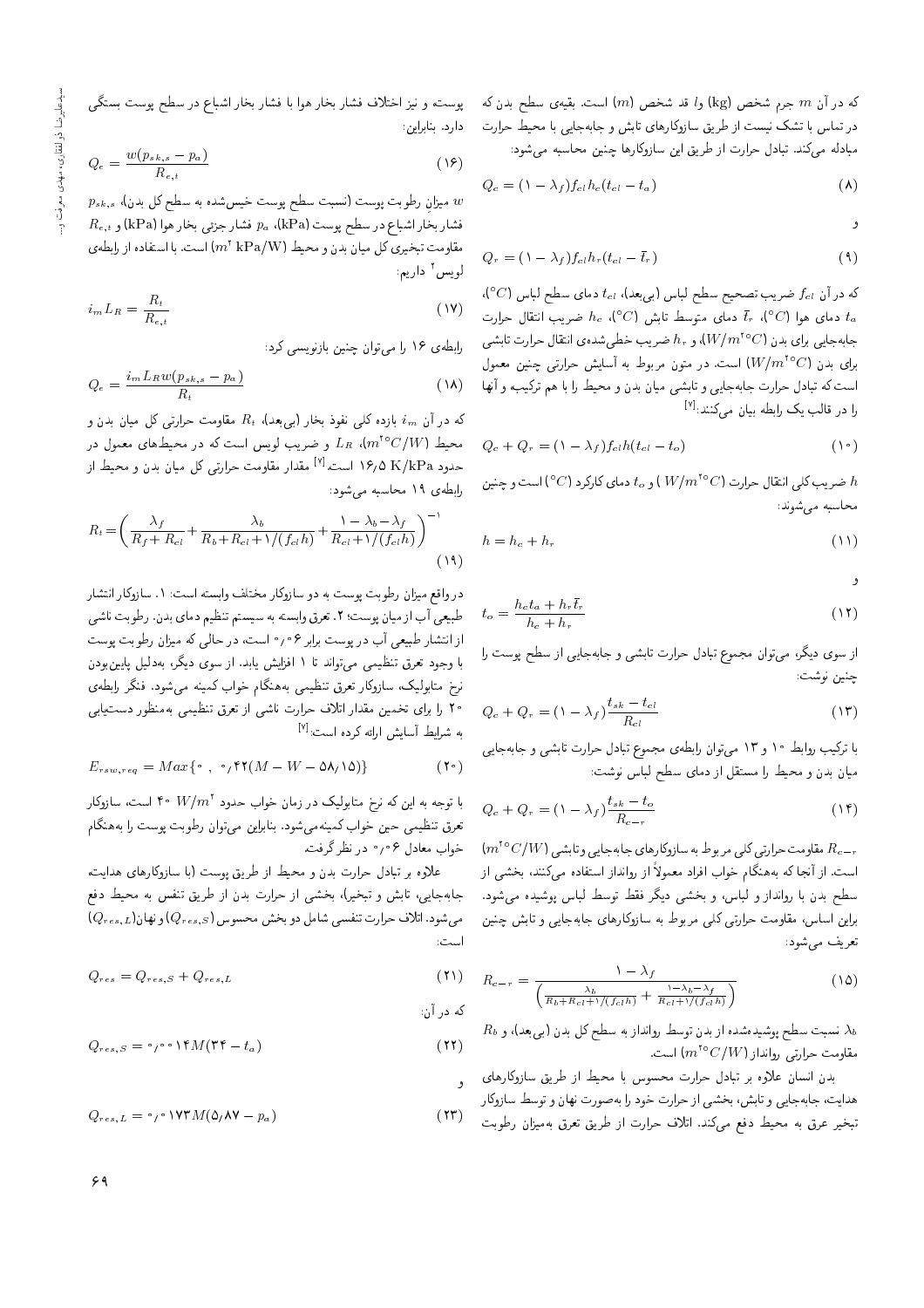که در آن $m$ جرم شخص (kg) و $l$ قد شخص ($m$) است. بقیه‌ی سطح بدن که در تماس با تشک نیست از طریق سازوکارهای تابش و جابه‌جایی با محیط حرارت مبادله می‌کند. تبادل حرارت از طریق این سازوکارها چنین محاسبه می‌شود:

$$Q_c = (1 - \lambda_f) f_{cl} h_c (t_{cl} - t_a) \quad (8)$$

و

$$Q_r = (1 - \lambda_f) f_{cl} h_r (t_{cl} - \bar{t}_r) \quad (9)$$

که در آن $f_{cl}$ ضریب تصحیح سطح لباس (بی‌بعد)، $t_{cl}$ دمای سطح لباس ($^\circ C$)، $t_a$ دمای هوا ($^\circ C$)، $\bar{t}_r$ دمای متوسط تابش ($^\circ C$)، $h_c$ ضریب انتقال حرارت جابه‌جایی برای بدن ($W/m^2 {}^\circ C$)، و $h_r$ ضریب خطی‌شده‌ی انتقال حرارت تابشی برای بدن ($W/m^2 {}^\circ C$) است. در متون مربوط به آسایش حرارتی چنین معمول است که تبادل حرارت جابه‌جایی و تابشی میان بدن و محیط را با هم ترکیب و آن‌ها را در قالب یک رابطه بیان می‌کنند:[7]

$$Q_c + Q_r = (1 - \lambda_f) f_{cl} h (t_{cl} - t_o) \quad (10)$$

$h$ ضریب کلی انتقال حرارت ($W/m^2 {}^\circ C$) و $t_o$ دمای کارکرد ($^\circ C$) است و چنین محاسبه می‌شوند:

$$h = h_c + h_r \quad (11)$$

و

$$t_o = \frac{h_c t_a + h_r \bar{t}_r}{h_c + h_r} \quad (12)$$

از سوی دیگر، می‌توان مجموع تبادل حرارت تابشی و جابه‌جایی از سطح پوست را چنین نوشت:

$$Q_c + Q_r = (1 - \lambda_f) \frac{t_{sk} - t_{cl}}{R_{cl}} \quad (13)$$

با ترکیب روابط ۱۰ و ۱۳ می‌توان رابطه‌ی مجموع تبادل حرارت تابشی و جابه‌جایی میان بدن و محیط را مستقل از دمای سطح لباس نوشت:

$$Q_c + Q_r = (1 - \lambda_f) \frac{t_{sk} - t_o}{R_{c-r}} \quad (14)$$

$R_{c-r}$ مقاومت حرارتی کلی مربوط به سازوکارهای جابه‌جایی و تابشی ($m^2 {}^\circ C/W$) است. از آنجا که به‌هنگام خواب افراد معمولاً از رواندار استفاده می‌کنند، بخشی از سطح بدن با رواندار و لباس، و بخشی دیگر فقط توسط لباس پوشیده می‌شود. براین اساس، مقاومت حرارتی کلی مربوط به سازوکارهای جابه‌جایی و تابش چنین تعریف می‌شود:

$$R_{c-r} = \frac{1 - \lambda_f}{\left( \frac{\lambda_b}{R_b + R_{cl} + 1/(f_{cl} h)} + \frac{1 - \lambda_b - \lambda_f}{R_{cl} + 1/(f_{cl} h)} \right)} \quad (15)$$

$\lambda_b$ نسبت سطح پوشیده‌شده از بدن توسط رواندار به سطح کل بدن (بی‌بعد)، و $R_b$ مقاومت حرارتی رواندار ($m^2 {}^\circ C/W$) است.

بدن انسان علاوه بر تبادل حرارت محسوس با محیط از طریق سازوکارهای هدایت، جابه‌جایی و تابش، بخشی از حرارت خود را به‌صورت نهان و توسط سازوکار تبخیر عرق به محیط دفع می‌کند. اتلاف حرارت از طریق تعرق به‌میزان رطوبت پوسته و نیز اختلاف فشار بخار هوا با فشار بخار اشباع در سطح پوست بستگی دارد. بنابراین:

$$Q_e = \frac{w (p_{sk,s} - p_a)}{R_{e,t}} \quad (16)$$

$w$ میزان رطوبت پوست (نسبت سطح پوست خیس‌شده به سطح کل بدن)، $p_{sk,s}$ فشار بخار اشباع در سطح پوست (kPa)، $p_a$ فشار جزئی بخار هوا (kPa) و $R_{e,t}$ مقاومت تبخیری کل میان بدن و محیط ($m^2$ kPa/W) است. با استفاده از رابطه‌ی لویس[2] داریم:

$$i_m L_R = \frac{R_t}{R_{e,t}} \quad (17)$$

رابطه‌ی ۱۶ را می‌توان چنین بازنویسی کرد:

$$Q_e = \frac{i_m L_R w (p_{sk,s} - p_a)}{R_t} \quad (18)$$

که در آن $i_m$ بازده کلی نفوذ بخار (بی‌بعد)، $R_t$ مقاومت حرارتی کل میان بدن و محیط ($m^2 {}^\circ C/W$)، $L_R$ و ضریب لویس است که در محیط‌های معمول در حدود ۱۶٫۵ K/kPa است.[7] مقدار مقاومت حرارتی کل میان بدن و محیط از رابطه‌ی ۱۹ محاسبه می‌شود:

$$R_t = \left( \frac{\lambda_f}{R_f + R_{cl}} + \frac{\lambda_b}{R_b + R_{cl} + 1/(f_{cl} h)} + \frac{1 - \lambda_b - \lambda_f}{R_{cl} + 1/(f_{cl} h)} \right)^{-1} \quad (19)$$

درواقع میزان رطوبت پوست به دو سازوکار مختلف وابسته است: ۱. سازوکار انتشار طبیعی آب از میان پوست؛ ۲. تعرق وابسته به سیستم تنظیم دمای بدن. رطوبت ناشی از انتشار طبیعی آب در پوست برابر ۰٫۰۶ است، در حالی که میزان رطوبت پوست با وجود تعرق تنظیمی می‌تواند تا ۱ افزایش یابد. از سوی دیگر، به‌دلیل پایین بودن نرخ متابولیک، سازوکار تعرق تنظیمی به‌هنگام خواب کمینه می‌شود. فنگر رابطه‌ی ۲۰ را برای تخمین مقدار اتلاف حرارت ناشی از تعرق تنظیمی به‌منظور دستیابی به شرایط آسایش ارائه کرده است:[7]

$$E_{rsw,req} = Max\{0\ ,\ 0{,}42(M - W - 58{,}15)\} \quad (20)$$

با توجه به این که نرخ متابولیک در زمان خواب حدود ۴۰ $W/m^2$ است، سازوکار تعرق تنظیمی حین خواب کمینه می‌شود. بنابراین می‌توان رطوبت پوست را به‌هنگام خواب معادل ۰٫۰۶ در نظر گرفت.

علاوه بر تبادل حرارت بدن و محیط از طریق پوست (با سازوکارهای هدایت، جابه‌جایی، تابش و تبخیر)، بخشی از حرارت بدن از طریق تنفس به محیط دفع می‌شود. اتلاف حرارت تنفسی شامل دو بخش محسوس ($Q_{res,S}$) و نهان ($Q_{res,L}$) است:

$$Q_{res} = Q_{res,S} + Q_{res,L} \quad (21)$$

که در آن:

$$Q_{res,S} = 0{,}0014 M (34 - t_a) \quad (22)$$

و

$$Q_{res,L} = 0{,}0173 M (5{,}87 - p_a) \quad (23)$$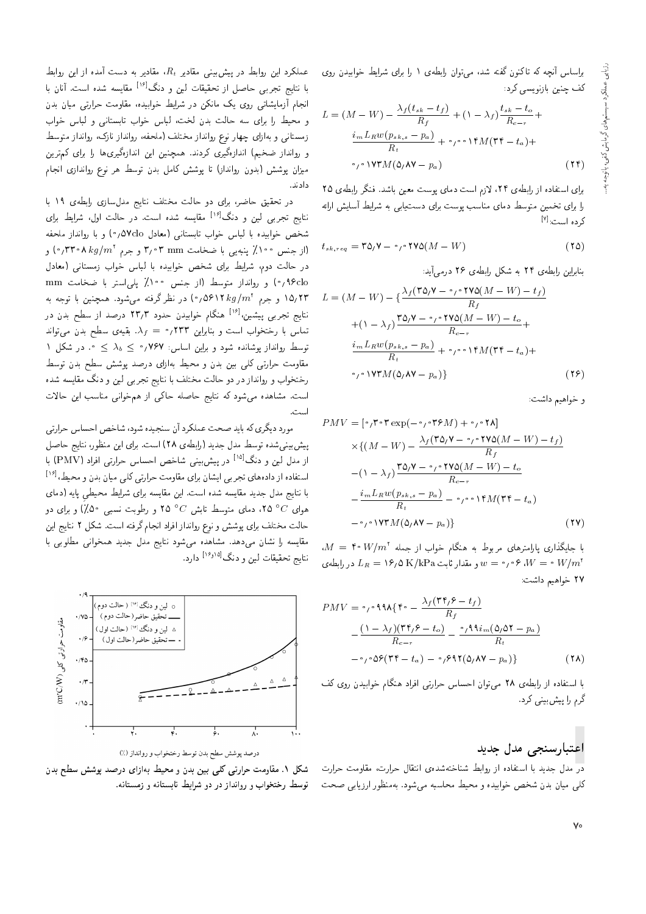براساس آنچه که تاکنون گفته شد، می‌توان رابطه‌ی ۱ را برای شرایط خوابیدن روی کف چنین بازنویسی کرد:

$$L = (M - W) - \frac{\lambda_f (t_{sk} - t_f)}{R_f} + (1 - \lambda_f)\frac{t_{sk} - t_o}{R_{c-r}} + \frac{i_m L_R w (p_{sk,s} - p_a)}{R_t} + 0.0014M(34 - t_a) + 0.0173M(5.87 - p_a) \quad (24)$$

برای استفاده از رابطه‌ی ۲۴، لازم است دمای پوست معین باشد. فنگر رابطه‌ی ۲۵ را برای تخمین متوسط دمای مناسب پوست برای دستیابی به شرایط آسایش ارائه کرده است.[7]

$$t_{sk,req} = 35.7 - 0.0275(M - W) \quad (25)$$

بنابراین رابطه‌ی ۲۴ به شکل رابطه‌ی ۲۶ درمی‌آید:

$$L = (M - W) - \{\frac{\lambda_f (35.7 - 0.0275(M - W) - t_f)}{R_f} + (1 - \lambda_f)\frac{35.7 - 0.0275(M - W) - t_o}{R_{c-r}} + \frac{i_m L_R w (p_{sk,s} - p_a)}{R_t} + 0.0014M(34 - t_a) + 0.0173M(5.87 - p_a)\} \quad (26)$$

و خواهیم داشت:

$$PMV = [0.303\exp(-0.036M) + 0.028] \times \{(M - W) - \frac{\lambda_f (35.7 - 0.0275(M - W) - t_f)}{R_f} - (1 - \lambda_f)\frac{35.7 - 0.0275(M - W) - t_o}{R_{c-r}} - \frac{i_m L_R w (p_{sk,s} - p_a)}{R_t} - 0.0014M(34 - t_a) - 0.0173M(5.87 - p_a)\} \quad (27)$$

با جایگذاری پارامترهای مربوط به هنگام خواب از جمله $M = 40\ W/m^2$، $W = 0\ W/m^2$، $w = 0.06$ و مقدار ثابت $L_R = 16.5$ K/kPa در رابطه‌ی ۲۷ خواهیم داشت:

$$PMV = 0.0498\{40 - \frac{\lambda_f (34.6 - t_f)}{R_f} - \frac{(1 - \lambda_f)(34.6 - t_o)}{R_{c-r}} - \frac{0.99 i_m (5.52 - p_a)}{R_t} - 0.056(34 - t_a) - 0.692(5.87 - p_a)\} \quad (28)$$

با استفاده از رابطه‌ی ۲۸ می‌توان احساس حرارتی افراد هنگام خوابیدن روی کف گرم را پیش‌بینی کرد.

## اعتبارسنجی مدل جدید

در مدل جدید با استفاده از روابط شناخته‌شده‌ی انتقال حرارت، مقاومت حرارت کلی میان بدن شخص خوابیده و محیط محاسبه می‌شود. به‌منظور ارزیابی صحت عملکرد این روابط در پیش‌بینی مقادیر $R_t$، مقادیر به دست آمده از این روابط با نتایج تجربی حاصل از تحقیقات لین و دنگ[16] مقایسه شده است. آنان با انجام آزمایشاتی روی یک مانکن در شرایط خوابیده، مقاومت حرارتی میان بدن و محیط را برای سه حالت بدن لخت، لباس خواب تابستانی و لباس خواب زمستانی و به‌ازای چهار نوع رواانداز مختلف (ملحفه، رواانداز نازک، رواانداز متوسط و رواانداز ضخیم) اندازه‌گیری کردند. همچنین این اندازه‌گیری‌ها را برای کم‌ترین میزان پوشش (بدون رواانداز) تا پوشش کامل بدن توسط هر نوع روااندازی انجام دادند.

در تحقیق حاضر، برای دو حالت مختلف نتایج مدل‌سازی رابطه‌ی ۱۹ با نتایج تجربی لین و دنگ[16] مقایسه شده است. در حالت اول، شرایط برای شخص خوابیده با لباس خواب تابستانی (معادل 0.57clo) و با رواانداز ملحفه (از جنس ۱۰۰٪ پنبه‌یی با ضخامت 3.03 mm و جرم $0.3308\ kg/m^2$) و در حالت دوم، شرایط برای شخص خوابیده با لباس خواب زمستانی (معادل 0.96clo) و رواانداز متوسط (از جنس ۱۰۰٪ پلی‌استر با ضخامت 15.23 mm و جرم $0.5612\ kg/m^2$) در نظر گرفته می‌شود. همچنین با توجه به نتایج تجربی پیشین،[16] هنگام خوابیدن حدود ۲۳٫۳ درصد از سطح بدن در تماس با رختخواب است و بنابراین $\lambda_f = 0.233$. بقیه‌ی سطح بدن می‌تواند توسط رواانداز پوشانده شود و براین اساس: $0 \leq \lambda_b \leq 0.767$. در شکل ۱ مقاومت حرارتی کلی بین بدن و محیط به‌ازای درصد پوشش سطح بدن توسط رختخواب و رواانداز در دو حالت مختلف با نتایج تجربی لین و دنگ مقایسه شده است. مشاهده می‌شود که نتایج حاصله حاکی از هم‌خوانی مناسب این حالات است.

مورد دیگری که باید صحت عملکرد آن سنجیده شود، شاخص احساس حرارتی پیش‌بینی‌شده توسط مدل جدید (رابطه‌ی ۲۸) است. برای این منظور، نتایج حاصل از مدل لین و دنگ[15] در پیش‌بینی شاخص احساس حرارتی افراد (PMV) با استفاده از داده‌های تجربی ایشان برای مقاومت حرارتی کلی میان بدن و محیط،[16] با نتایج مدل جدید مقایسه شده است. این مقایسه برای شرایط محیطی پایه (دمای هوای $25\ ^\circ C$، دمای متوسط تابش $25\ ^\circ C$ و رطوبت نسبی ۵۰٪) و برای دو حالت مختلف برای پوشش و نوع رواانداز افراد انجام گرفته است. شکل ۲ نتایج این مقایسه را نشان می‌دهد. مشاهده می‌شود نتایج مدل جدید همخوانی مطلوبی با نتایج تحقیقات لین و دنگ[15,16] دارد.

**شکل ۱.** مقاومت حرارتی کلی بین بدن و محیط به‌ازای درصد پوشش سطح بدن توسط رختخواب و رواانداز در دو شرایط تابستانه و زمستانه.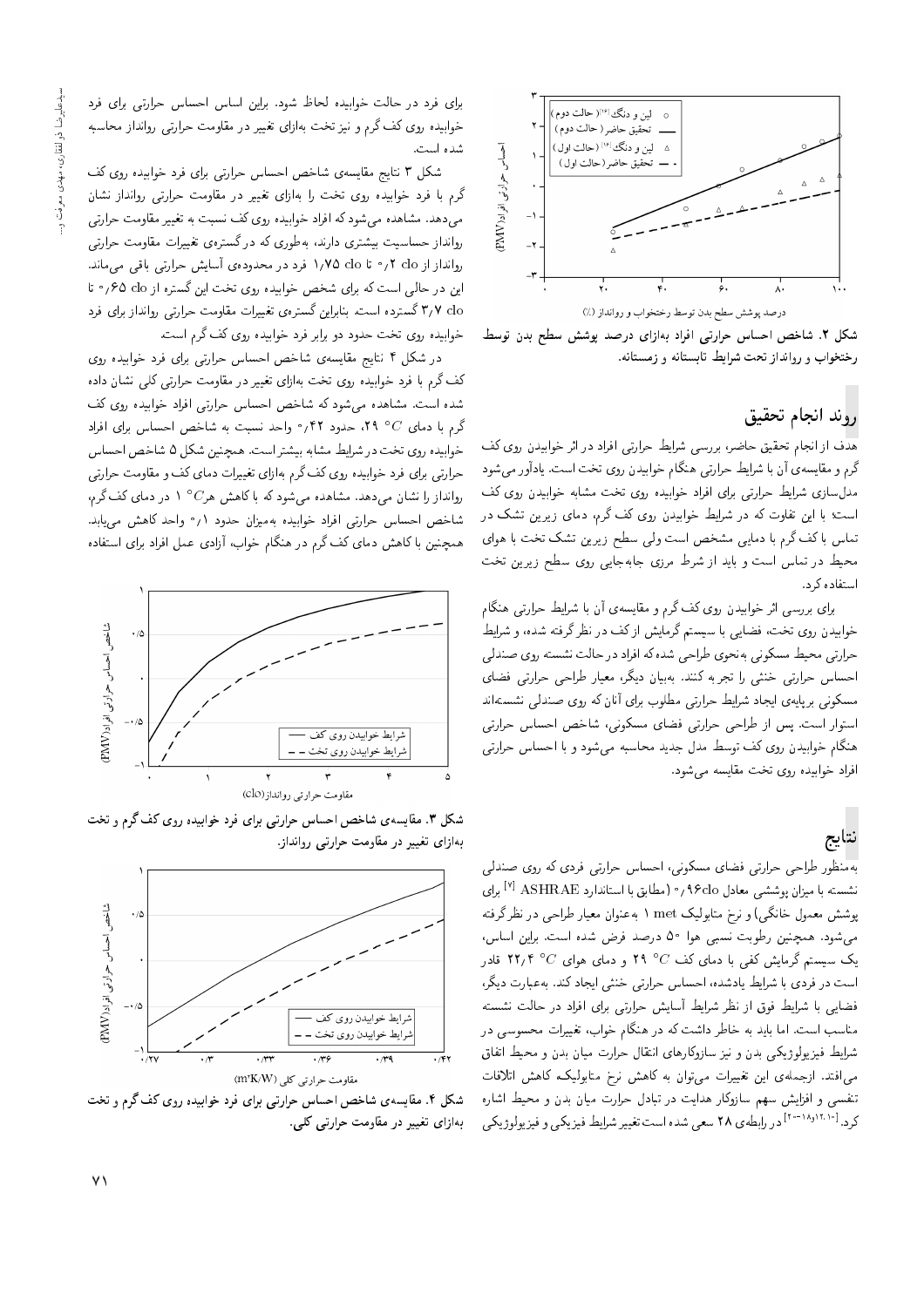شکل ۲. شاخص احساس حرارتی افراد به‌ازای درصد پوشش سطح بدن توسط رختخواب و رواندار تحت شرایط تابستانه و زمستانه.

## روند انجام تحقیق

هدف از انجام تحقیق حاضر، بررسی شرایط حرارتی افراد در اثر خوابیدن روی کف گرم و مقایسه‌ی آن با شرایط حرارتی هنگام خوابیدن روی تخت است. یادآور می‌شود مدل‌سازی شرایط حرارتی برای افراد خوابیده روی تخت مشابه خوابیدن روی کف است؛ با این تفاوت که در شرایط خوابیدن روی کف گرم، دمای زیرین تشک در تماس با کف گرم با دمایی مشخص است ولی سطح زیرین تشک تخت با هوای محیط در تماس است و باید از شرط مرزی جابه‌جایی روی سطح زیرین تخت استفاده کرد.

برای بررسی اثر خوابیدن روی کف گرم و مقایسه‌ی آن با شرایط حرارتی هنگام خوابیدن روی تخت، فضایی با سیستم گرمایش از کف در نظر گرفته شده، و شرایط حرارتی محیط مسکونی به‌نحوی طراحی شده که افراد در حالت نشسته روی صندلی احساس حرارتی خنثی را تجربه کنند. به‌بیان دیگر، معیار طراحی حرارتی فضای مسکونی بر‌پایه‌ی ایجاد شرایط حرارتی مطلوب برای آنان که روی صندلی نشسته‌اند استوار است. پس از طراحی حرارتی فضای مسکونی، شاخص احساس حرارتی هنگام خوابیدن روی کف توسط مدل جدید محاسبه می‌شود و با احساس حرارتی افراد خوابیده روی تخت مقایسه می‌شود.

## نتایج

به‌منظور طراحی حرارتی فضای مسکونی، احساس حرارتی فردی که روی صندلی نشسته با میزان پوششی معادل ۰٫۹۶clo (مطابق با استاندارد ASHRAE [۷] برای پوشش معمول خانگی) و نرخ متابولیک ۱ met به‌عنوان معیار طراحی در نظر گرفته می‌شود. همچنین رطوبت نسبی هوا ۵۰ درصد فرض شده است. براین اساس، یک سیستم گرمایش کفی با دمای کف $29\ ^\circ C$ و دمای هوای $22/4\ ^\circ C$ قادر است در فردی با شرایط یادشده، احساس حرارتی خنثی ایجاد کند. به‌عبارت دیگر، فضایی با شرایط فوق از نظر شرایط آسایش حرارتی برای افراد در حالت نشسته مناسب است. اما باید به خاطر داشت که در هنگام خواب، تغییرات محسوسی در شرایط فیزیولوژیکی بدن و نیز سازوکارهای انتقال حرارت میان بدن و محیط اتفاق می‌افتد. ازجمله‌ی این تغییرات می‌توان به کاهش نرخ متابولیک، کاهش اتلافات تنفسی و افزایش سهم سازوکار هدایت در تبادل حرارت میان بدن و محیط اشاره کرد. [۱۰،۱۲-۱۸،۲۰] در رابطه‌ی ۲۸ سعی شده است تغییر شرایط فیزیکی و فیزیولوژیکی برای فرد در حالت خوابیده لحاظ شود. براین اساس احساس حرارتی برای فرد خوابیده روی کف گرم و نیز تخت به‌ازای تغییر در مقاومت حرارتی رواندار محاسبه شده است.

شکل ۳ نتایج مقایسه‌ی شاخص احساس حرارتی برای فرد خوابیده روی کف گرم با فرد خوابیده روی تخت را به‌ازای تغییر در مقاومت حرارتی رواندار نشان می‌دهد. مشاهده می‌شود که افراد خوابیده روی کف نسبت به تغییر مقاومت حرارتی رواندار حساسیت بیشتری دارند، به‌طوری که در گستره‌ی تغییرات مقاومت حرارتی رواندار از ۰٫۲ clo تا ۱٫۷۵ clo فرد در محدوده‌ی آسایش حرارتی باقی می‌ماند. این در حالی است که برای شخص خوابیده روی تخت این گستره از ۰٫۶۵ clo تا ۳٫۷ clo گسترده است. بنابراین گستره‌ی تغییرات مقاومت حرارتی رواندار برای فرد خوابیده روی تخت حدود دو برابر فرد خوابیده روی کف گرم است.

در شکل ۴ نتایج مقایسه‌ی شاخص احساس حرارتی برای فرد خوابیده روی کف گرم با فرد خوابیده روی تخت به‌ازای تغییر در مقاومت حرارتی کلی نشان داده شده است. مشاهده می‌شود که شاخص احساس حرارتی افراد خوابیده روی کف گرم با دمای $29\ ^\circ C$، حدود ۰٫۴۲ واحد نسبت به شاخص احساس برای افراد خوابیده روی تخت در شرایط مشابه بیشتر است. همچنین شکل ۵ شاخص احساس حرارتی برای فرد خوابیده روی کف گرم به‌ازای تغییرات دمای کف و مقاومت حرارتی رواندار را نشان می‌دهد. مشاهده می‌شود که با کاهش هر $1\ ^\circ C$ در دمای کف گرم، شاخص احساس حرارتی افراد خوابیده به‌میزان حدود ۰٫۱ واحد کاهش می‌یابد. همچنین با کاهش دمای کف گرم در هنگام خواب، آزادی عمل افراد برای استفاده

شکل ۳. مقایسه‌ی شاخص احساس حرارتی برای فرد خوابیده روی کف گرم و تخت به‌ازای تغییر در مقاومت حرارتی رواندار.

شکل ۴. مقایسه‌ی شاخص احساس حرارتی برای فرد خوابیده روی کف گرم و تخت به‌ازای تغییر در مقاومت حرارتی کلی.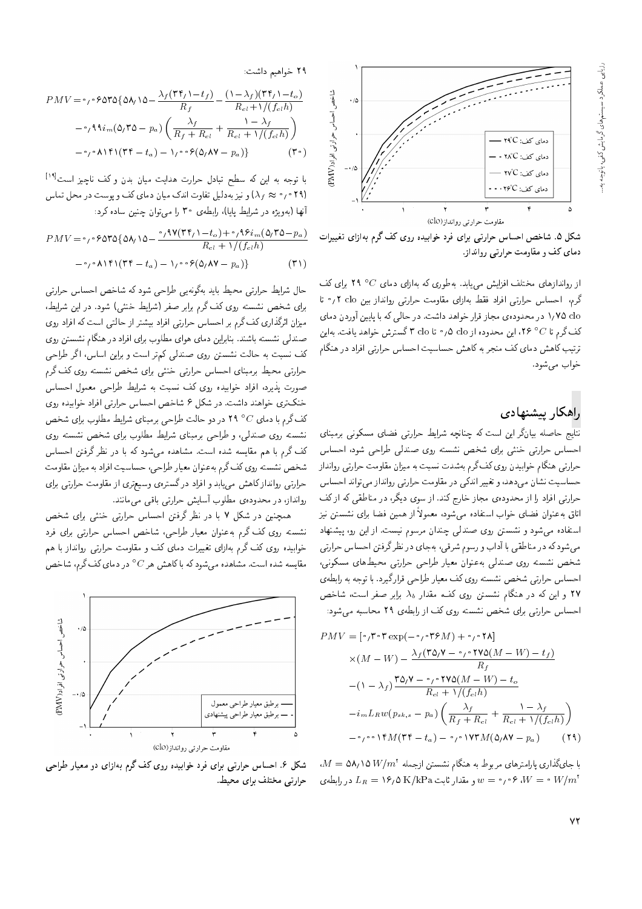شکل ۵. شاخص احساس حرارتی برای فرد خوابیده روی کف گرم به‌ازای تغییرات دمای کف و مقاومت حرارتی رو‌انداز.

از رو‌اندازهای مختلف افزایش می‌یابد. به‌طوری که به‌ازای دمای $29\ ^{\circ}C$ برای کف گرم، احساس حرارتی افراد فقط به‌ازای مقاومت حرارتی رو‌انداز بین ۰٫۲ clo تا ۱٫۷۵ clo در محدوده‌ی مجاز قرار خواهد داشت. در حالی که با پایین آوردن دمای کف گرم تا $26\ ^{\circ}C$، این محدوده از ۰٫۵ clo تا ۳ clo گسترش خواهد یافت. به‌این ترتیب کاهش دمای کف منجر به کاهش حساسیت احساس حرارتی افراد در هنگام خواب می‌شود.

## راهکار پیشنهادی

نتایج حاصله بیانگر این است که چنانچه شرایط حرارتی فضای مسکونی برمبنای احساس حرارتی خنثی برای شخص نشسته روی صندلی طراحی شود، احساس حرارتی هنگام خوابیدن روی کف گرم به‌شدت نسبت به میزان مقاومت حرارتی رو‌انداز حساسیت نشان می‌دهد، و تغییر اندکی در مقاومت حرارتی رو‌انداز می‌تواند احساس حرارتی افراد را از محدوده‌ی مجاز خارج کند. از سوی دیگر، در مناطقی که از کف اتاق به‌عنوان فضای خواب استفاده می‌شود، معمولاً از همین فضا برای نشستن نیز استفاده می‌شود و نشستن روی صندلی چندان مرسوم نیست. از این رو، پیشنهاد می‌شود که در مناطقی با آداب و رسوم شرقی، به‌جای در نظر گرفتن احساس حرارتی شخص نشسته روی صندلی به‌عنوان معیار طراحی حرارتی محیط‌های مسکونی، احساس حرارتی شخص نشسته روی کف معیار طراحی قرارگیرد. با توجه به رابطه‌ی ۲۷ و این که در هنگام نشستن روی کف مقدار $\lambda_b$ برابر صفر است، شاخص احساس حرارتی برای شخص نشسته روی کف از رابطه‌ی ۲۹ محاسبه می‌شود:

$$
\begin{aligned}
PMV = &[0{,}303\exp(-0{,}036M) + 0{,}028] \\
&\times(M-W) - \frac{\lambda_f(35{,}7 - 0{,}0275(M-W) - t_f)}{R_f} \\
&-(1-\lambda_f)\frac{35{,}7 - 0{,}0275(M-W) - t_o}{R_{cl} + 1/(f_{cl}h)} \\
&-i_m L_R w(p_{sk,s} - p_a)\left(\frac{\lambda_f}{R_f + R_{cl}} + \frac{1-\lambda_f}{R_{cl} + 1/(f_{cl}h)}\right) \\
&-0{,}0014M(34 - t_a) - 0{,}0173M(5{,}87 - p_a) \qquad (29)
\end{aligned}
$$

با جای‌گذاری پارامترهای مربوط به هنگام نشستن ازجمله $M = 58{,}15\ W/m^2$، $W = 0\ W/m^2$، $w = 0{,}06$ و مقدار ثابت $L_R = 16{,}5\ \mathrm{K/kPa}$ در رابطه‌ی ۲۹ خواهیم داشت:

$$
\begin{aligned}
PMV = &0{,}06535\{58{,}15 - \frac{\lambda_f(34{,}1 - t_f)}{R_f} - \frac{(1-\lambda_f)(34{,}1 - t_o)}{R_{cl} + 1/(f_{cl}h)} \\
&-0{,}99 i_m(5{,}35 - p_a)\left(\frac{\lambda_f}{R_f + R_{cl}} + \frac{1-\lambda_f}{R_{cl} + 1/(f_{cl}h)}\right) \\
&-0{,}8141(34 - t_a) - 1{,}006(5{,}87 - p_a)\} \qquad (30)
\end{aligned}
$$

با توجه به این که سطح تبادل حرارت هدایت میان بدن و کف ناچیز است[19] ($\lambda_f \approx 0{,}029$) و نیز به‌دلیل تفاوت اندک میان دمای کف و پوست در محل تماس آنها (به‌ویژه در شرایط پایا)، رابطه‌ی ۳۰ را می‌توان چنین ساده کرد:

$$
\begin{aligned}
PMV = &0{,}06535\{58{,}15 - \frac{0{,}97(34{,}1 - t_o) + 0{,}96 i_m(5{,}35 - p_a)}{R_{cl} + 1/(f_{cl}h)} \\
&-0{,}8141(34 - t_a) - 1{,}006(5{,}87 - p_a)\} \qquad (31)
\end{aligned}
$$

حال شرایط حرارتی محیط باید به‌گونه‌یی طراحی شود که شاخص احساس حرارتی برای شخص نشسته روی کف گرم برابر صفر (شرایط خنثی) شود. در این شرایط، میزان اثرگذاری کف گرم بر احساس حرارتی افراد بیشتر از حالتی است که افراد روی صندلی نشسته باشند. بنابراین دمای هوای مطلوب برای افراد در هنگام نشستن روی کف نسبت به حالت نشستن روی صندلی کم‌تر است و براین اساس، اگر طراحی حرارتی محیط برمبنای احساس حرارتی خنثی برای شخص نشسته روی کف گرم صورت پذیرد، افراد خوابیده روی کف نسبت به شرایط طراحی معمول احساس خنک‌تری خواهند داشت. در شکل ۶ شاخص احساس حرارتی افراد خوابیده روی کف گرم با دمای $29\ ^{\circ}C$ در دو حالت طراحی برمبنای شرایط مطلوب برای شخص نشسته روی صندلی، و طراحی برمبنای شرایط مطلوب برای شخص نشسته روی کف گرم با هم مقایسه شده است. مشاهده می‌شود که با در نظر گرفتن احساس شخص نشسته روی کف گرم به‌عنوان معیار طراحی، حساسیت افراد به میزان مقاومت حرارتی رو‌انداز کاهش می‌یابد و افراد در گستره‌ی وسیع‌تری از مقاومت حرارتی برای رو‌انداز، در محدوده‌ی مطلوب آسایش حرارتی باقی می‌مانند.

همچنین در شکل ۷ با در نظر گرفتن احساس حرارتی خنثی برای شخص نشسته روی کف گرم به‌عنوان معیار طراحی، شاخص احساس حرارتی برای فرد خوابیده روی کف گرم به‌ازای تغییرات دمای کف و مقاومت حرارتی رو‌انداز با هم مقایسه شده است. مشاهده می‌شود که با کاهش هر $^{\circ}C$ در دمای کف گرم، شاخص

شکل ۶. احساس حرارتی برای فرد خوابیده روی کف گرم به‌ازای دو معیار طراحی حرارتی مختلف برای محیط.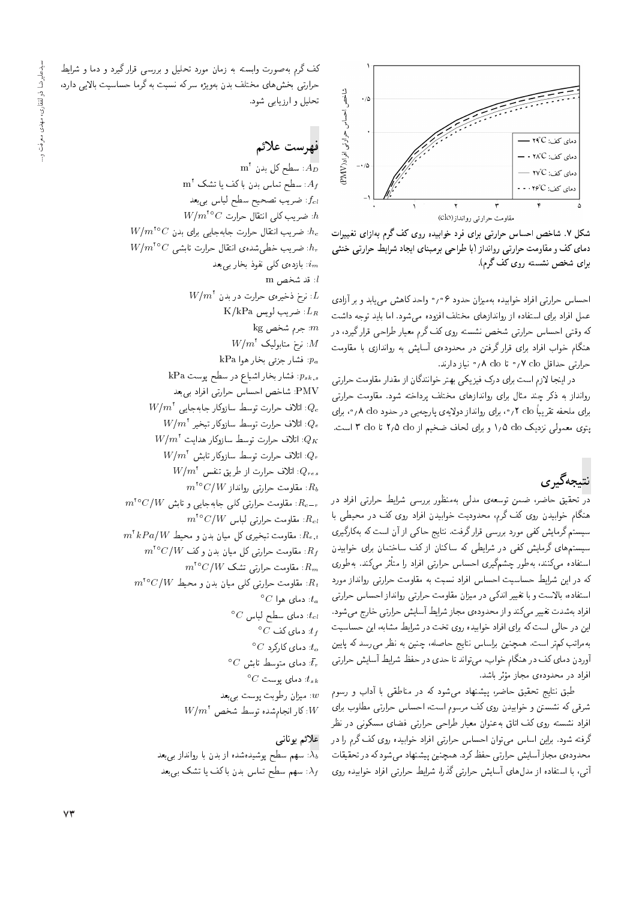شکل ۷. شاخص احساس حرارتی برای فرد خوابیده روی کف گرم به‌ازای تغییرات دمای کف و مقاومت حرارتی روانداز (با طراحی برمبنای ایجاد شرایط حرارتی خنثی برای شخص نشسته روی کف گرم).

احساس حرارتی افراد خوابیده به‌میزان حدود ۰٫۶ واحد کاهش می‌یابد و بر آزادی عمل افراد برای استفاده از روانداز‌های مختلف افزوده می‌شود. اما باید توجه داشت که وقتی احساس حرارتی شخص نشسته روی کف گرم معیار طراحی قرار گیرد، در هنگام خواب افراد برای قرار گرفتن در محدوده‌ی آسایش به روان‌دازی با مقاومت حرارتی حداقل ۰٫۷ clo تا ۰٫۸ clo نیاز دارند.

در اینجا لازم است برای درک فیزیکی بهتر خوانندگان از مقدار مقاومت حرارتی رواننداز به ذکر چند مثال برای روانداز‌های مختلف پرداخته شود. مقاومت حرارتی برای ملحفه تقریباً ۰٫۲ clo، برای روانداز دولایه‌ی پارچه‌یی در حدود ۰٫۸ clo، برای پتوی معمولی نزدیک ۱٫۵ clo و برای لحاف ضخیم از ۲٫۵ clo تا ۳ clo است.

## نتیجه‌گیری

در تحقیق حاضر، ضمن توسعه‌ی مدلی به‌منظور بررسی شرایط حرارتی افراد در هنگام خوابیدن روی کف گرم، محدودیت خوابیدن افراد روی کف در محیطی با سیستم گرمایش کفی مورد بررسی قرار گرفت. نتایج حاکی از آن است که به‌کارگیری سیستم‌های گرمایش کفی در شرایطی که ساکنان ساختمان از کف ساختمان برای خوابیدن استفاده می‌کنند، به‌طور چشم‌گیری احساس حرارتی افراد را متأثر می‌کنند. به‌طوری که در این شرایط حساسیت احساس افراد نسبت به مقاومت حرارتی روانداز مورد استفاده، بالاست و با تغییر اندکی در میزان مقاومت حرارتی روانداز احساس حرارتی افراد به‌شدت تغییر می‌کند و از محدوده‌ی مجاز شرایط آسایش حرارتی خارج می‌شود. این در حالی است که برای افراد خوابیده روی تخت در شرایط مشابه، این حساسیت به‌مراتب کم‌تر است. همچنین براساس نتایج حاصله، چنین به نظر می‌رسد که پایین آوردن دمای کف در هنگام خواب، می‌تواند تا حدی در حفظ شرایط آسایش حرارتی افراد در محدوده‌ی مجاز مؤثر باشد.

طبق نتایج تحقیق حاضر، پیشنهاد می‌شود که در مناطقی با آداب و رسوم شرقی که نشستن و خوابیدن روی کف مرسوم است، احساس حرارتی مطلوب برای افراد نشسته روی کف اتاق به‌عنوان معیار طراحی حرارتی فضای مسکونی در نظر گرفته شود. براین اساس می‌توان احساس حرارتی افراد خوابیده روی کف گرم را در محدوده‌ی مجاز آسایش حرارتی حفظ کرد. همچنین پیشنهاد می‌شود که در تحقیقات آتی، با استفاده از مدل‌های آسایش حرارتی گذرا، شرایط حرارتی افراد خوابیده روی کف گرم به‌صورت وابسته به زمان مورد تحلیل و بررسی قرار گیرد و دما و شرایط حرارتی بخش‌های مختلف بدن به‌ویژه سر که نسبت به گرما حساسیت بالایی دارد، تحلیل و ارزیابی شود.

## فهرست علائم

$A_D$: سطح کل بدن $m^2$

$A_f$: سطح تماس بدن با کف یا تشک $m^2$

$f_{cl}$: ضریب تصحیح سطح لباس بی‌بعد

$h$: ضریب کلی انتقال حرارت $W/m^2 {}^\circ C$

$h_c$: ضریب انتقال حرارت جابه‌جایی برای بدن $W/m^2 {}^\circ C$

$h_r$: ضریب خطی‌شده‌ی انتقال حرارت تابشی $W/m^2 {}^\circ C$

$i_m$: بازده‌ی کلی نفوذ بخار بی‌بعد

$l$: قد شخص m

$L$: نرخ ذخیره‌ی حرارت در بدن $W/m^2$

$L_R$: ضریب لویس K/kPa

$m$: جرم شخص kg

$M$: نرخ متابولیک $W/m^2$

$p_a$: فشار جزئی بخار هوا kPa

$p_{sk,s}$: فشار بخار اشباع در سطح پوست kPa

PMV: شاخص احساس حرارتی افراد بی‌بعد

$Q_c$: اتلاف حرارت توسط سازوکار جابه‌جایی $W/m^2$

$Q_e$: اتلاف حرارت توسط سازوکار تبخیر $W/m^2$

$Q_K$: اتلاف حرارت توسط سازوکار هدایت $W/m^2$

$Q_r$: اتلاف حرارت توسط سازوکار تابش $W/m^2$

$Q_{res}$: اتلاف حرارت از طریق تنفس $W/m^2$

$R_b$: مقاومت حرارتی روانداز $m^2 {}^\circ C/W$

$R_{c-r}$: مقاومت حرارتی کلی جابه‌جایی و تابش $m^2 {}^\circ C/W$

$R_{cl}$: مقاومت حرارتی لباس $m^2 {}^\circ C/W$

$R_{e,t}$: مقاومت تبخیری کل میان بدن و محیط $m^2 kPa/W$

$R_f$: مقاومت حرارتی کل میان بدن و کف $m^2 {}^\circ C/W$

$R_m$: مقاومت حرارتی تشک $m^2 {}^\circ C/W$

$R_t$: مقاومت حرارتی کلی میان بدن و محیط $m^2 {}^\circ C/W$

$t_a$: دمای هوا ${}^\circ C$

$t_{cl}$: دمای سطح لباس ${}^\circ C$

$t_f$: دمای کف ${}^\circ C$

$t_o$: دمای کارکرد ${}^\circ C$

$\bar{t}_r$: دمای متوسط تابش ${}^\circ C$

$t_{sk}$: دمای پوست ${}^\circ C$

$w$: میزان رطوبت پوست بی‌بعد

$W$: کار انجام‌شده توسط شخص $W/m^2$

### علائم یونانی

$\lambda_b$: سهم سطح پوشیده‌شده از بدن با روانداز بی‌بعد

$\lambda_f$: سهم سطح تماس بدن با کف یا تشک بی‌بعد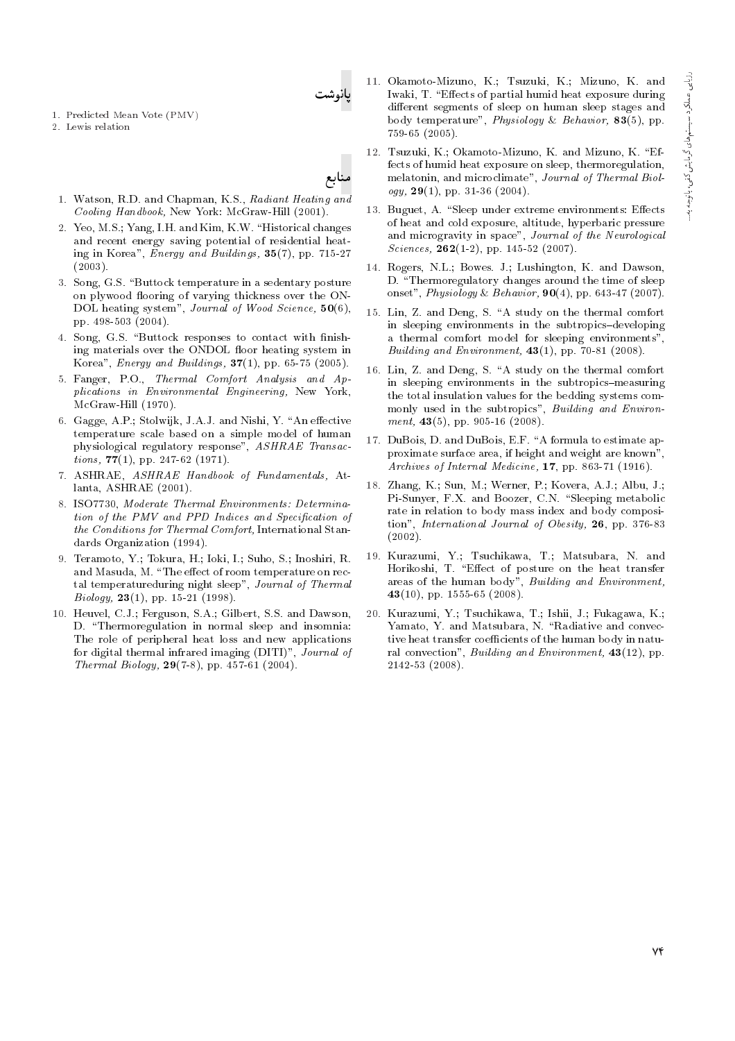## پانوشت

1. Predicted Mean Vote (PMV)
2. Lewis relation

## منابع

1. Watson, R.D. and Chapman, K.S., *Radiant Heating and Cooling Handbook*, New York: McGraw-Hill (2001).
2. Yeo, M.S.; Yang, I.H. and Kim, K.W. "Historical changes and recent energy saving potential of residential heating in Korea", *Energy and Buildings*, **35**(7), pp. 715-27 (2003).
3. Song, G.S. "Buttock temperature in a sedentary posture on plywood flooring of varying thickness over the ONDOL heating system", *Journal of Wood Science*, **50**(6), pp. 498-503 (2004).
4. Song, G.S. "Buttock responses to contact with finishing materials over the ONDOL floor heating system in Korea", *Energy and Buildings*, **37**(1), pp. 65-75 (2005).
5. Fanger, P.O., *Thermal Comfort Analysis and Applications in Environmental Engineering*, New York, McGraw-Hill (1970).
6. Gagge, A.P.; Stolwijk, J.A.J. and Nishi, Y. "An effective temperature scale based on a simple model of human physiological regulatory response", *ASHRAE Transactions*, **77**(1), pp. 247-62 (1971).
7. ASHRAE, *ASHRAE Handbook of Fundamentals*, Atlanta, ASHRAE (2001).
8. ISO7730, *Moderate Thermal Environments: Determination of the PMV and PPD Indices and Specification of the Conditions for Thermal Comfort*, International Standards Organization (1994).
9. Teramoto, Y.; Tokura, H.; Ioki, I.; Suho, S.; Inoshiri, R. and Masuda, M. "The effect of room temperature on rectal temperatureduring night sleep", *Journal of Thermal Biology*, **23**(1), pp. 15-21 (1998).
10. Heuvel, C.J.; Ferguson, S.A.; Gilbert, S.S. and Dawson, D. "Thermoregulation in normal sleep and insomnia: The role of peripheral heat loss and new applications for digital thermal infrared imaging (DITI)", *Journal of Thermal Biology*, **29**(7-8), pp. 457-61 (2004).
11. Okamoto-Mizuno, K.; Tsuzuki, K.; Mizuno, K. and Iwaki, T. "Effects of partial humid heat exposure during different segments of sleep on human sleep stages and body temperature", *Physiology & Behavior*, **83**(5), pp. 759-65 (2005).
12. Tsuzuki, K.; Okamoto-Mizuno, K. and Mizuno, K. "Effects of humid heat exposure on sleep, thermoregulation, melatonin, and microclimate", *Journal of Thermal Biology*, **29**(1), pp. 31-36 (2004).
13. Buguet, A. "Sleep under extreme environments: Effects of heat and cold exposure, altitude, hyperbaric pressure and microgravity in space", *Journal of the Neurological Sciences*, **262**(1-2), pp. 145-52 (2007).
14. Rogers, N.L.; Bowes. J.; Lushington, K. and Dawson, D. "Thermoregulatory changes around the time of sleep onset", *Physiology & Behavior*, **90**(4), pp. 643-47 (2007).
15. Lin, Z. and Deng, S. "A study on the thermal comfort in sleeping environments in the subtropics–developing a thermal comfort model for sleeping environments", *Building and Environment*, **43**(1), pp. 70-81 (2008).
16. Lin, Z. and Deng, S. "A study on the thermal comfort in sleeping environments in the subtropics–measuring the total insulation values for the bedding systems commonly used in the subtropics", *Building and Environment*, **43**(5), pp. 905-16 (2008).
17. DuBois, D. and DuBois, E.F. "A formula to estimate approximate surface area, if height and weight are known", *Archives of Internal Medicine*, **17**, pp. 863-71 (1916).
18. Zhang, K.; Sun, M.; Werner, P.; Kovera, A.J.; Albu, J.; Pi-Sunyer, F.X. and Boozer, C.N. "Sleeping metabolic rate in relation to body mass index and body composition", *International Journal of Obesity*, **26**, pp. 376-83 (2002).
19. Kurazumi, Y.; Tsuchikawa, T.; Matsubara, N. and Horikoshi, T. "Effect of posture on the heat transfer areas of the human body", *Building and Environment*, **43**(10), pp. 1555-65 (2008).
20. Kurazumi, Y.; Tsuchikawa, T.; Ishii, J.; Fukagawa, K.; Yamato, Y. and Matsubara, N. "Radiative and convective heat transfer coefficients of the human body in natural convection", *Building and Environment*, **43**(12), pp. 2142-53 (2008).